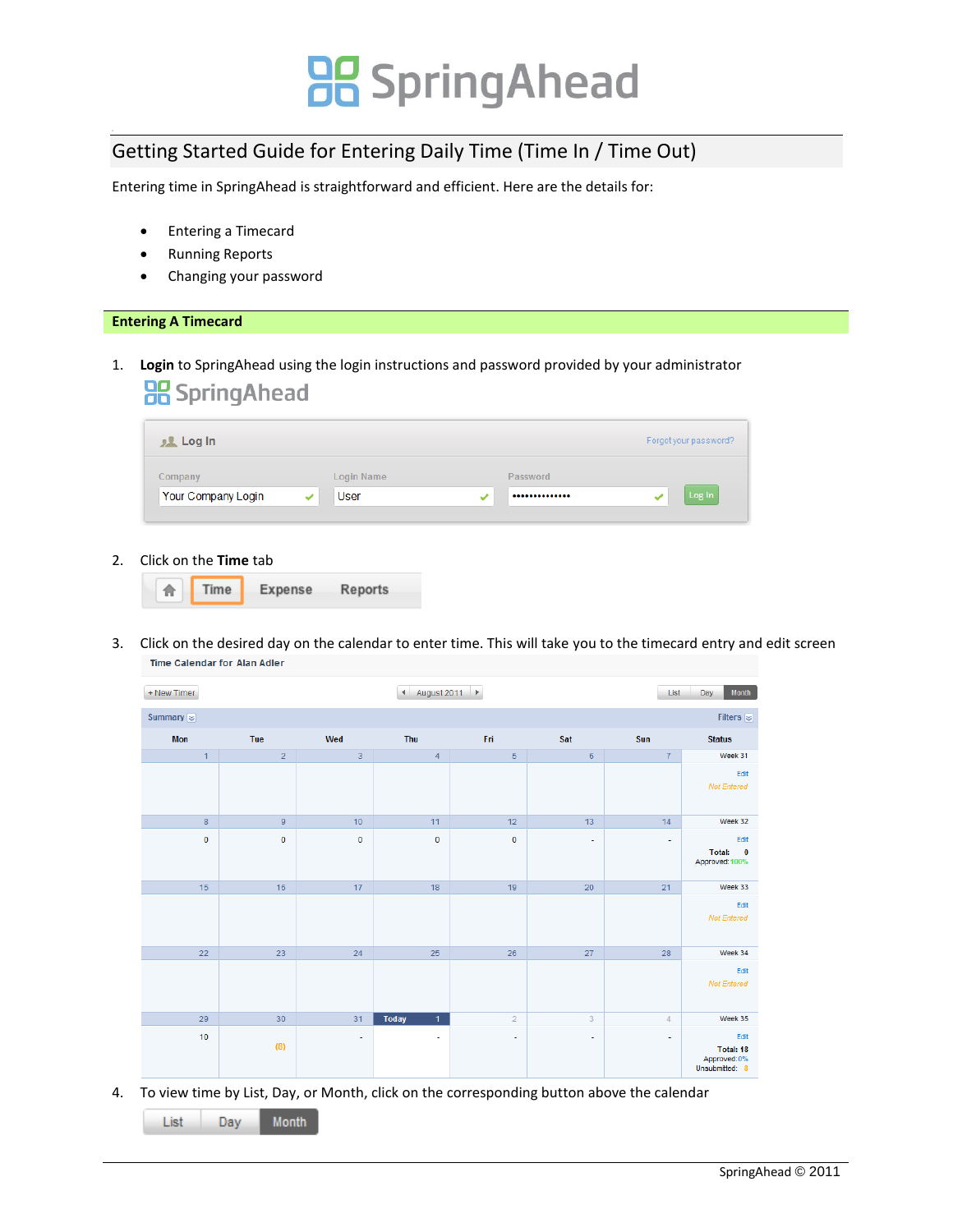# Getting Started Guide for Entering Daily Time (Time In / Time Out)

Entering time in SpringAhead is straightforward and efficient. Here are the details for:

- Entering a Timecard
- Running Reports
- Changing your password

## Entering A Timecard

1. **Login** to SpringAhead using the login instructions and password provided by your administrator

2. Click on the **Time** tab

3. Click on the desired day on the calendar to enter time. This will take you to the timecard entry and edit screen

4. To view time by List, Day, or Month, click on the corresponding button above the calendar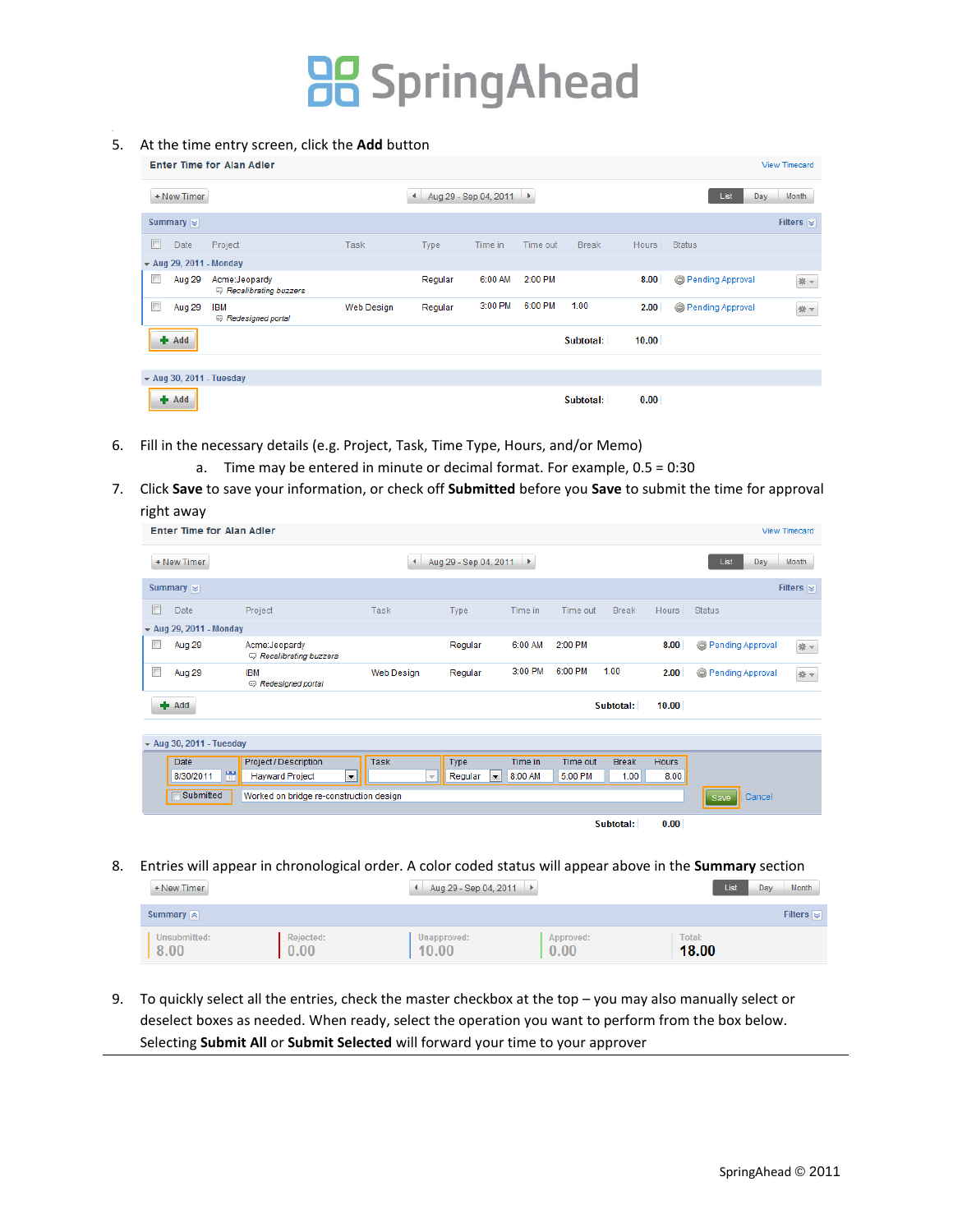5. At the time entry screen, click the **Add** button

Enter Time for Alan Adler

View Timecard

+ New Timer | Aug 29 - Sep 04, 2011 | List | Day | Month

Summary | Filters

| | Date | Project | Task | Type | Time in | Time out | Break | Hours | Status |
|---|---|---|---|---|---|---|---|---|---|
| Aug 29, 2011 - Monday | | | | | | | | | |
| | Aug 29 | Acme:Jeopardy<br>Recalibrating buzzers | | Regular | 6:00 AM | 2:00 PM | | 8.00 | Pending Approval |
| | Aug 29 | IBM<br>Redesigned portal | Web Design | Regular | 3:00 PM | 6:00 PM | 1.00 | 2.00 | Pending Approval |
| Add | | | | | | | Subtotal: | 10.00 | |
| Aug 30, 2011 - Tuesday | | | | | | | | | |
| Add | | | | | | | Subtotal: | 0.00 | |

6. Fill in the necessary details (e.g. Project, Task, Time Type, Hours, and/or Memo)
   a. Time may be entered in minute or decimal format. For example, 0.5 = 0:30
7. Click **Save** to save your information, or check off **Submitted** before you **Save** to submit the time for approval right away

Enter Time for Alan Adler

View Timecard

+ New Timer | Aug 29 - Sep 04, 2011 | List | Day | Month

Summary | Filters

| | Date | Project | Task | Type | Time in | Time out | Break | Hours | Status |
|---|---|---|---|---|---|---|---|---|---|
| Aug 29, 2011 - Monday | | | | | | | | | |
| | Aug 29 | Acme:Jeopardy<br>Recalibrating buzzers | | Regular | 6:00 AM | 2:00 PM | | 8.00 | Pending Approval |
| | Aug 29 | IBM<br>Redesigned portal | Web Design | Regular | 3:00 PM | 6:00 PM | 1.00 | 2.00 | Pending Approval |
| Add | | | | | | | Subtotal: | 10.00 | |

Aug 30, 2011 - Tuesday

| Date | Project / Description | Task | Type | Time in | Time out | Break | Hours |
|---|---|---|---|---|---|---|---|
| 8/30/2011 | Hayward Project | | Regular | 8:00 AM | 5:00 PM | 1.00 | 8.00 |
| Submitted | Worked on bridge re-construction design | | | | | | |

Save | Cancel

Subtotal: 0.00

8. Entries will appear in chronological order. A color coded status will appear above in the **Summary** section

+ New Timer | Aug 29 - Sep 04, 2011 | List | Day | Month

Summary | Filters

| Unsubmitted: | Rejected: | Unapproved: | Approved: | Total: |
|---|---|---|---|---|
| 8.00 | 0.00 | 10.00 | 0.00 | 18.00 |

9. To quickly select all the entries, check the master checkbox at the top – you may also manually select or deselect boxes as needed. When ready, select the operation you want to perform from the box below. Selecting **Submit All** or **Submit Selected** will forward your time to your approver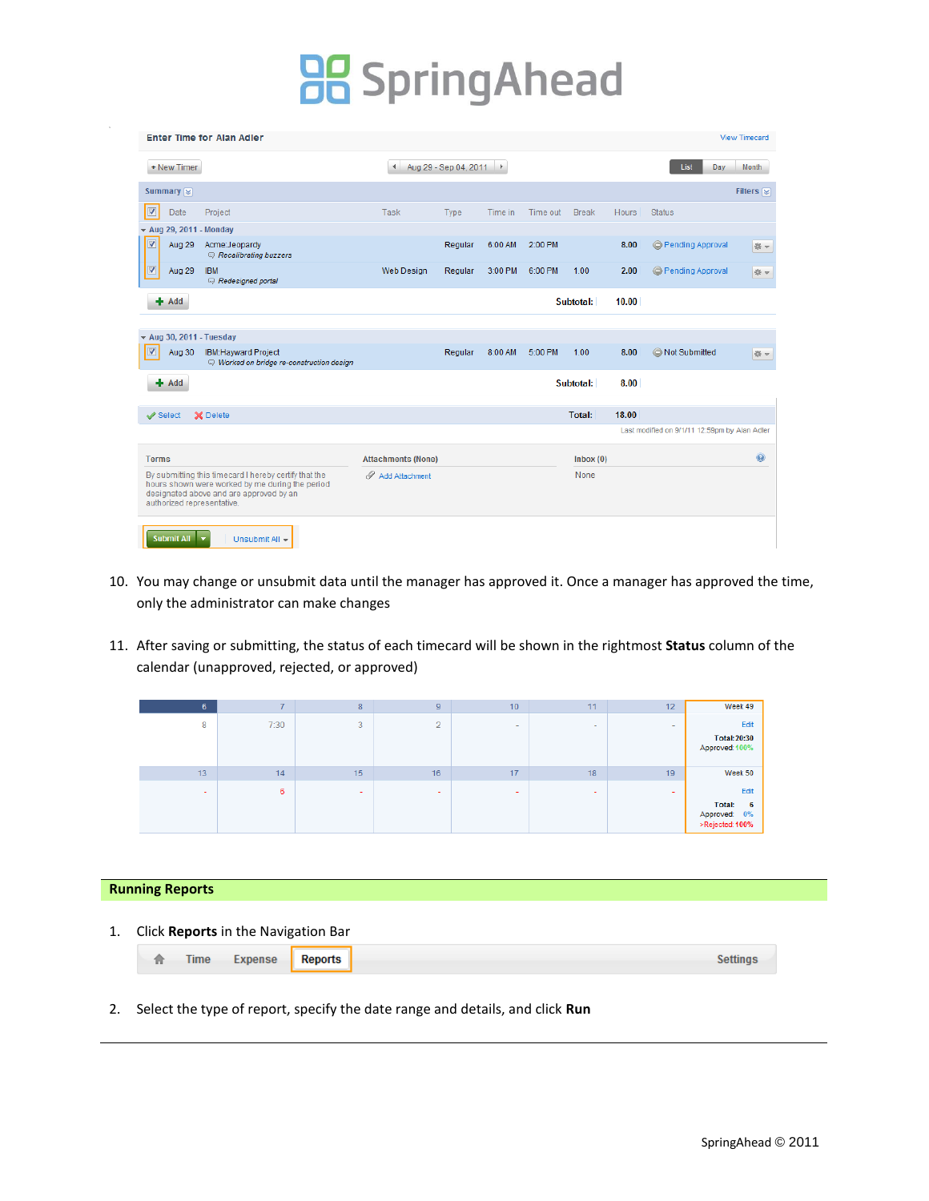10. You may change or unsubmit data until the manager has approved it. Once a manager has approved the time, only the administrator can make changes

11. After saving or submitting, the status of each timecard will be shown in the rightmost **Status** column of the calendar (unapproved, rejected, or approved)

## Running Reports

1. Click **Reports** in the Navigation Bar

2. Select the type of report, specify the date range and details, and click **Run**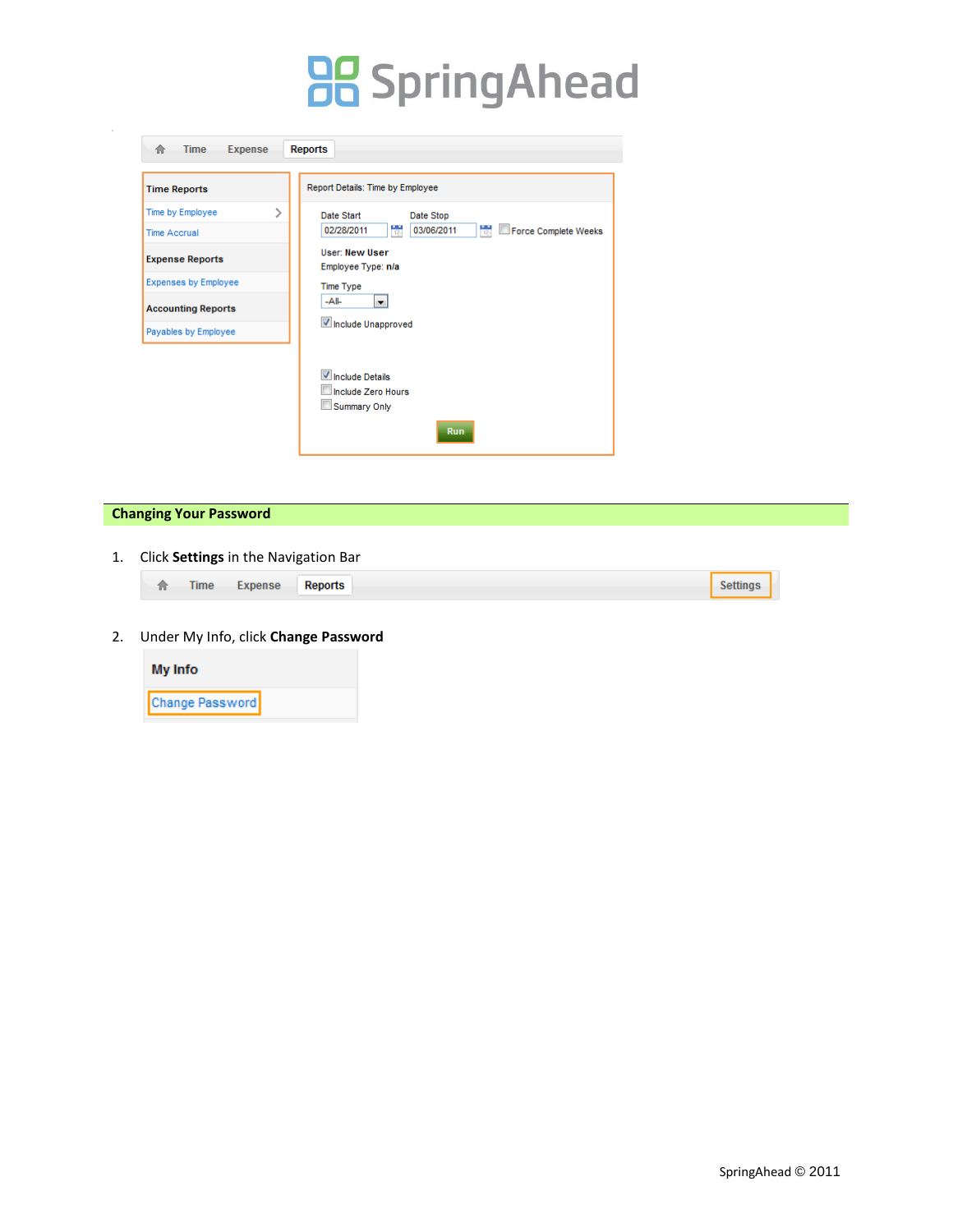## Changing Your Password

1. Click **Settings** in the Navigation Bar
2. Under My Info, click **Change Password**